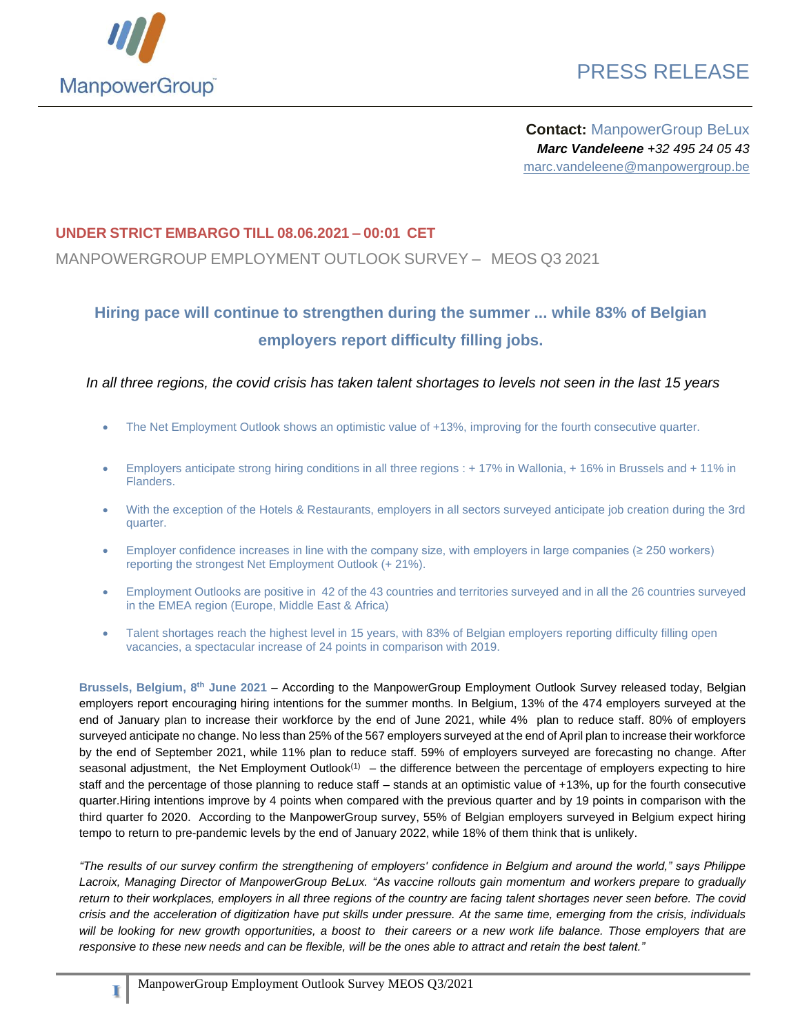ManpowerGroup

PRESS RELEASE

**Contact:** ManpowerGroup BeLux
***Marc Vandeleene*** *+32 495 24 05 43*
marc.vandeleene@manpowergroup.be

**UNDER STRICT EMBARGO TILL 08.06.2021 – 00:01 CET**

MANPOWERGROUP EMPLOYMENT OUTLOOK SURVEY – MEOS Q3 2021

## Hiring pace will continue to strengthen during the summer ... while 83% of Belgian employers report difficulty filling jobs.

*In all three regions, the covid crisis has taken talent shortages to levels not seen in the last 15 years*

- The Net Employment Outlook shows an optimistic value of +13%, improving for the fourth consecutive quarter.
- Employers anticipate strong hiring conditions in all three regions : + 17% in Wallonia, + 16% in Brussels and + 11% in Flanders.
- With the exception of the Hotels & Restaurants, employers in all sectors surveyed anticipate job creation during the 3rd quarter.
- Employer confidence increases in line with the company size, with employers in large companies (≥ 250 workers) reporting the strongest Net Employment Outlook (+ 21%).
- Employment Outlooks are positive in 42 of the 43 countries and territories surveyed and in all the 26 countries surveyed in the EMEA region (Europe, Middle East & Africa)
- Talent shortages reach the highest level in 15 years, with 83% of Belgian employers reporting difficulty filling open vacancies, a spectacular increase of 24 points in comparison with 2019.

**Brussels, Belgium, 8th June 2021** – According to the ManpowerGroup Employment Outlook Survey released today, Belgian employers report encouraging hiring intentions for the summer months. In Belgium, 13% of the 474 employers surveyed at the end of January plan to increase their workforce by the end of June 2021, while 4% plan to reduce staff. 80% of employers surveyed anticipate no change. No less than 25% of the 567 employers surveyed at the end of April plan to increase their workforce by the end of September 2021, while 11% plan to reduce staff. 59% of employers surveyed are forecasting no change. After seasonal adjustment, the Net Employment Outlook[1] – the difference between the percentage of employers expecting to hire staff and the percentage of those planning to reduce staff – stands at an optimistic value of +13%, up for the fourth consecutive quarter.Hiring intentions improve by 4 points when compared with the previous quarter and by 19 points in comparison with the third quarter fo 2020. According to the ManpowerGroup survey, 55% of Belgian employers surveyed in Belgium expect hiring tempo to return to pre-pandemic levels by the end of January 2022, while 18% of them think that is unlikely.

*"The results of our survey confirm the strengthening of employers' confidence in Belgium and around the world," says Philippe Lacroix, Managing Director of ManpowerGroup BeLux. "As vaccine rollouts gain momentum and workers prepare to gradually return to their workplaces, employers in all three regions of the country are facing talent shortages never seen before. The covid crisis and the acceleration of digitization have put skills under pressure. At the same time, emerging from the crisis, individuals will be looking for new growth opportunities, a boost to their careers or a new work life balance. Those employers that are responsive to these new needs and can be flexible, will be the ones able to attract and retain the best talent."*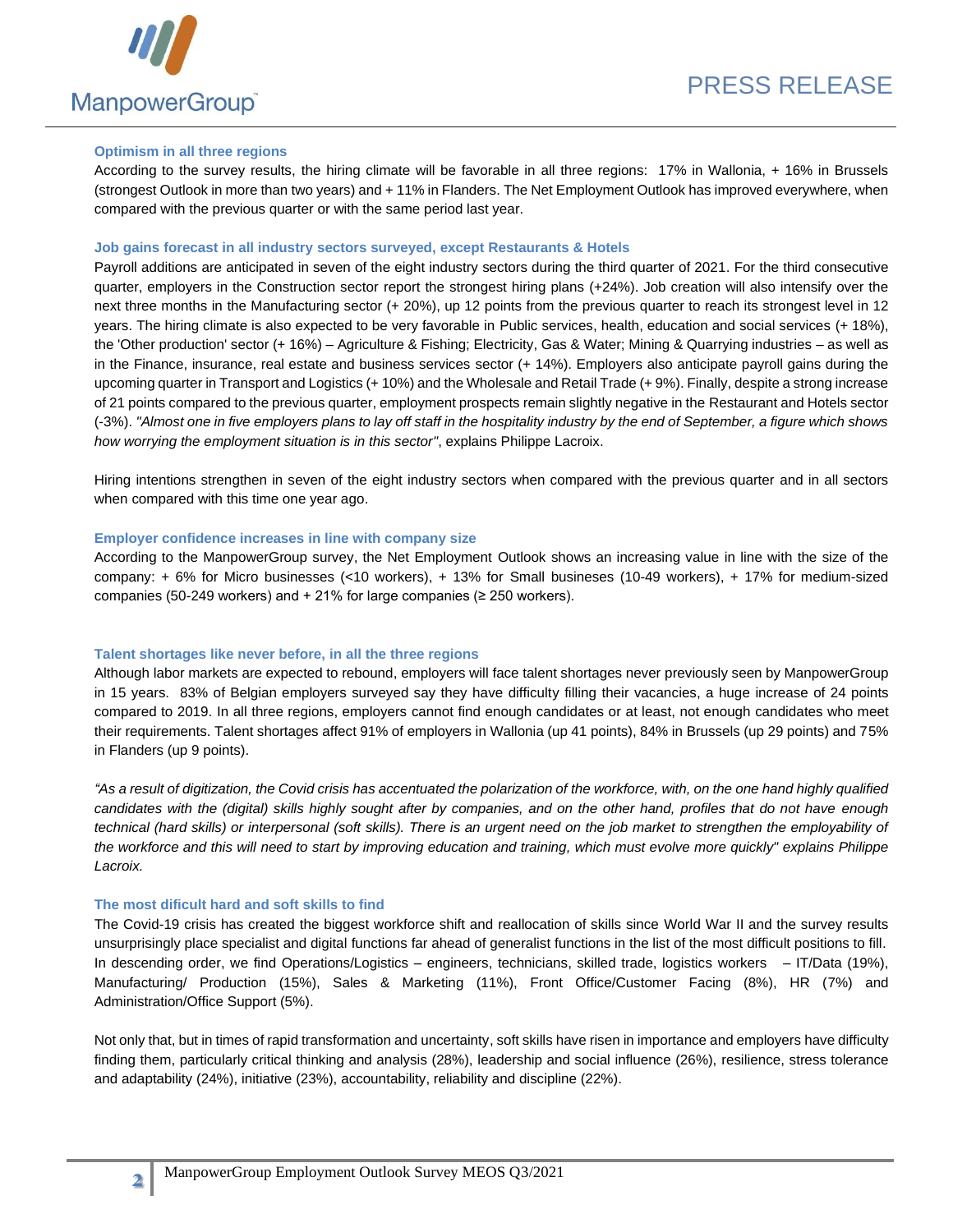### Optimism in all three regions

According to the survey results, the hiring climate will be favorable in all three regions: 17% in Wallonia, + 16% in Brussels (strongest Outlook in more than two years) and + 11% in Flanders. The Net Employment Outlook has improved everywhere, when compared with the previous quarter or with the same period last year.

### Job gains forecast in all industry sectors surveyed, except Restaurants & Hotels

Payroll additions are anticipated in seven of the eight industry sectors during the third quarter of 2021. For the third consecutive quarter, employers in the Construction sector report the strongest hiring plans (+24%). Job creation will also intensify over the next three months in the Manufacturing sector (+ 20%), up 12 points from the previous quarter to reach its strongest level in 12 years. The hiring climate is also expected to be very favorable in Public services, health, education and social services (+ 18%), the 'Other production' sector (+ 16%) – Agriculture & Fishing; Electricity, Gas & Water; Mining & Quarrying industries – as well as in the Finance, insurance, real estate and business services sector (+ 14%). Employers also anticipate payroll gains during the upcoming quarter in Transport and Logistics (+ 10%) and the Wholesale and Retail Trade (+ 9%). Finally, despite a strong increase of 21 points compared to the previous quarter, employment prospects remain slightly negative in the Restaurant and Hotels sector (-3%). *"Almost one in five employers plans to lay off staff in the hospitality industry by the end of September, a figure which shows how worrying the employment situation is in this sector"*, explains Philippe Lacroix.

Hiring intentions strengthen in seven of the eight industry sectors when compared with the previous quarter and in all sectors when compared with this time one year ago.

### Employer confidence increases in line with company size

According to the ManpowerGroup survey, the Net Employment Outlook shows an increasing value in line with the size of the company: + 6% for Micro businesses (<10 workers), + 13% for Small busineses (10-49 workers), + 17% for medium-sized companies (50-249 workers) and + 21% for large companies (≥ 250 workers).

### Talent shortages like never before, in all the three regions

Although labor markets are expected to rebound, employers will face talent shortages never previously seen by ManpowerGroup in 15 years. 83% of Belgian employers surveyed say they have difficulty filling their vacancies, a huge increase of 24 points compared to 2019. In all three regions, employers cannot find enough candidates or at least, not enough candidates who meet their requirements. Talent shortages affect 91% of employers in Wallonia (up 41 points), 84% in Brussels (up 29 points) and 75% in Flanders (up 9 points).

*"As a result of digitization, the Covid crisis has accentuated the polarization of the workforce, with, on the one hand highly qualified candidates with the (digital) skills highly sought after by companies, and on the other hand, profiles that do not have enough technical (hard skills) or interpersonal (soft skills). There is an urgent need on the job market to strengthen the employability of the workforce and this will need to start by improving education and training, which must evolve more quickly" explains Philippe Lacroix.*

### The most dificult hard and soft skills to find

The Covid-19 crisis has created the biggest workforce shift and reallocation of skills since World War II and the survey results unsurprisingly place specialist and digital functions far ahead of generalist functions in the list of the most difficult positions to fill. In descending order, we find Operations/Logistics – engineers, technicians, skilled trade, logistics workers – IT/Data (19%), Manufacturing/ Production (15%), Sales & Marketing (11%), Front Office/Customer Facing (8%), HR (7%) and Administration/Office Support (5%).

Not only that, but in times of rapid transformation and uncertainty, soft skills have risen in importance and employers have difficulty finding them, particularly critical thinking and analysis (28%), leadership and social influence (26%), resilience, stress tolerance and adaptability (24%), initiative (23%), accountability, reliability and discipline (22%).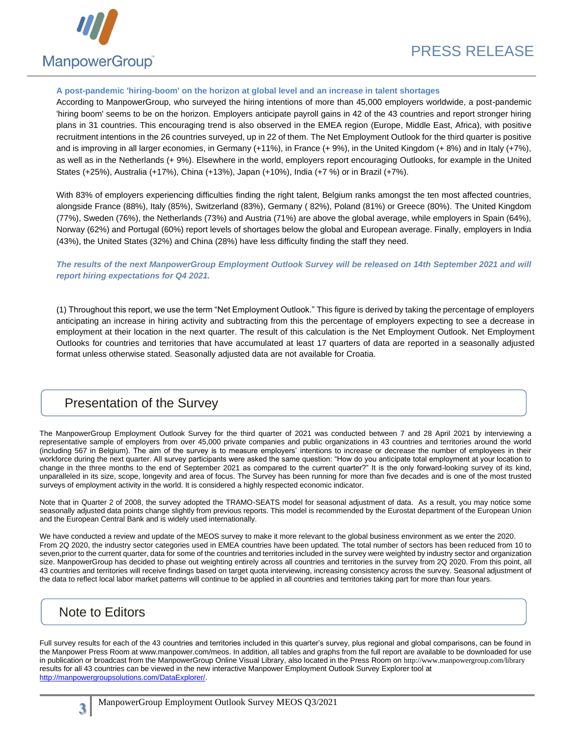**A post-pandemic 'hiring-boom' on the horizon at global level and an increase in talent shortages**

According to ManpowerGroup, who surveyed the hiring intentions of more than 45,000 employers worldwide, a post-pandemic 'hiring boom' seems to be on the horizon. Employers anticipate payroll gains in 42 of the 43 countries and report stronger hiring plans in 31 countries. This encouraging trend is also observed in the EMEA region (Europe, Middle East, Africa), with positive recruitment intentions in the 26 countries surveyed, up in 22 of them. The Net Employment Outlook for the third quarter is positive and is improving in all larger economies, in Germany (+11%), in France (+ 9%), in the United Kingdom (+ 8%) and in Italy (+7%), as well as in the Netherlands (+ 9%). Elsewhere in the world, employers report encouraging Outlooks, for example in the United States (+25%), Australia (+17%), China (+13%), Japan (+10%), India (+7 %) or in Brazil (+7%).

With 83% of employers experiencing difficulties finding the right talent, Belgium ranks amongst the ten most affected countries, alongside France (88%), Italy (85%), Switzerland (83%), Germany ( 82%), Poland (81%) or Greece (80%). The United Kingdom (77%), Sweden (76%), the Netherlands (73%) and Austria (71%) are above the global average, while employers in Spain (64%), Norway (62%) and Portugal (60%) report levels of shortages below the global and European average. Finally, employers in India (43%), the United States (32%) and China (28%) have less difficulty finding the staff they need.

***The results of the next ManpowerGroup Employment Outlook Survey will be released on 14th September 2021 and will report hiring expectations for Q4 2021.***

(1) Throughout this report, we use the term "Net Employment Outlook." This figure is derived by taking the percentage of employers anticipating an increase in hiring activity and subtracting from this the percentage of employers expecting to see a decrease in employment at their location in the next quarter. The result of this calculation is the Net Employment Outlook. Net Employment Outlooks for countries and territories that have accumulated at least 17 quarters of data are reported in a seasonally adjusted format unless otherwise stated. Seasonally adjusted data are not available for Croatia.

## Presentation of the Survey

The ManpowerGroup Employment Outlook Survey for the third quarter of 2021 was conducted between 7 and 28 April 2021 by interviewing a representative sample of employers from over 45,000 private companies and public organizations in 43 countries and territories around the world (including 567 in Belgium). The aim of the survey is to measure employers' intentions to increase or decrease the number of employees in their workforce during the next quarter. All survey participants were asked the same question: "How do you anticipate total employment at your location to change in the three months to the end of September 2021 as compared to the current quarter?" It is the only forward-looking survey of its kind, unparalleled in its size, scope, longevity and area of focus. The Survey has been running for more than five decades and is one of the most trusted surveys of employment activity in the world. It is considered a highly respected economic indicator.

Note that in Quarter 2 of 2008, the survey adopted the TRAMO-SEATS model for seasonal adjustment of data. As a result, you may notice some seasonally adjusted data points change slightly from previous reports. This model is recommended by the Eurostat department of the European Union and the European Central Bank and is widely used internationally.

We have conducted a review and update of the MEOS survey to make it more relevant to the global business environment as we enter the 2020. From 2Q 2020, the industry sector categories used in EMEA countries have been updated. The total number of sectors has been reduced from 10 to seven,prior to the current quarter, data for some of the countries and territories included in the survey were weighted by industry sector and organization size. ManpowerGroup has decided to phase out weighting entirely across all countries and territories in the survey from 2Q 2020. From this point, all 43 countries and territories will receive findings based on target quota interviewing, increasing consistency across the survey. Seasonal adjustment of the data to reflect local labor market patterns will continue to be applied in all countries and territories taking part for more than four years.

## Note to Editors

Full survey results for each of the 43 countries and territories included in this quarter's survey, plus regional and global comparisons, can be found in the Manpower Press Room at www.manpower.com/meos. In addition, all tables and graphs from the full report are available to be downloaded for use in publication or broadcast from the ManpowerGroup Online Visual Library, also located in the Press Room on http://www.manpowergroup.com/library results for all 43 countries can be viewed in the new interactive Manpower Employment Outlook Survey Explorer tool at [http://manpowergroupsolutions.com/DataExplorer/](http://manpowergroupsolutions.com/DataExplorer/).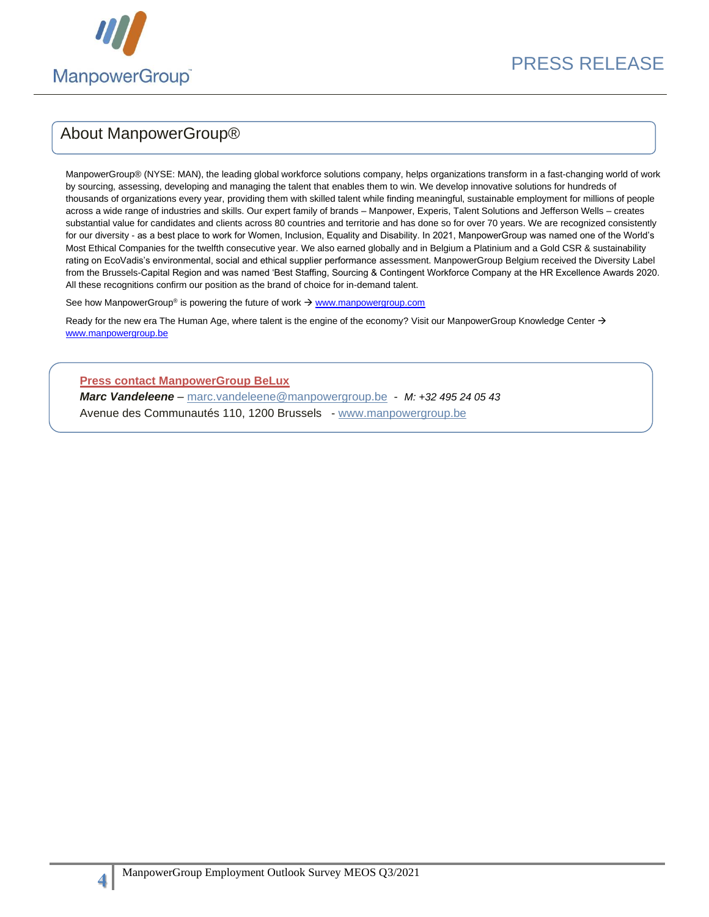## About ManpowerGroup®

ManpowerGroup® (NYSE: MAN), the leading global workforce solutions company, helps organizations transform in a fast-changing world of work by sourcing, assessing, developing and managing the talent that enables them to win. We develop innovative solutions for hundreds of thousands of organizations every year, providing them with skilled talent while finding meaningful, sustainable employment for millions of people across a wide range of industries and skills. Our expert family of brands – Manpower, Experis, Talent Solutions and Jefferson Wells – creates substantial value for candidates and clients across 80 countries and territorie and has done so for over 70 years. We are recognized consistently for our diversity - as a best place to work for Women, Inclusion, Equality and Disability. In 2021, ManpowerGroup was named one of the World's Most Ethical Companies for the twelfth consecutive year. We also earned globally and in Belgium a Platinium and a Gold CSR & sustainability rating on EcoVadis's environmental, social and ethical supplier performance assessment. ManpowerGroup Belgium received the Diversity Label from the Brussels-Capital Region and was named 'Best Staffing, Sourcing & Contingent Workforce Company at the HR Excellence Awards 2020. All these recognitions confirm our position as the brand of choice for in-demand talent.

See how ManpowerGroup® is powering the future of work → www.manpowergroup.com

Ready for the new era The Human Age, where talent is the engine of the economy? Visit our ManpowerGroup Knowledge Center → www.manpowergroup.be

**Press contact ManpowerGroup BeLux**

***Marc Vandeleene*** – marc.vandeleene@manpowergroup.be - *M: +32 495 24 05 43*

Avenue des Communautés 110, 1200 Brussels - www.manpowergroup.be